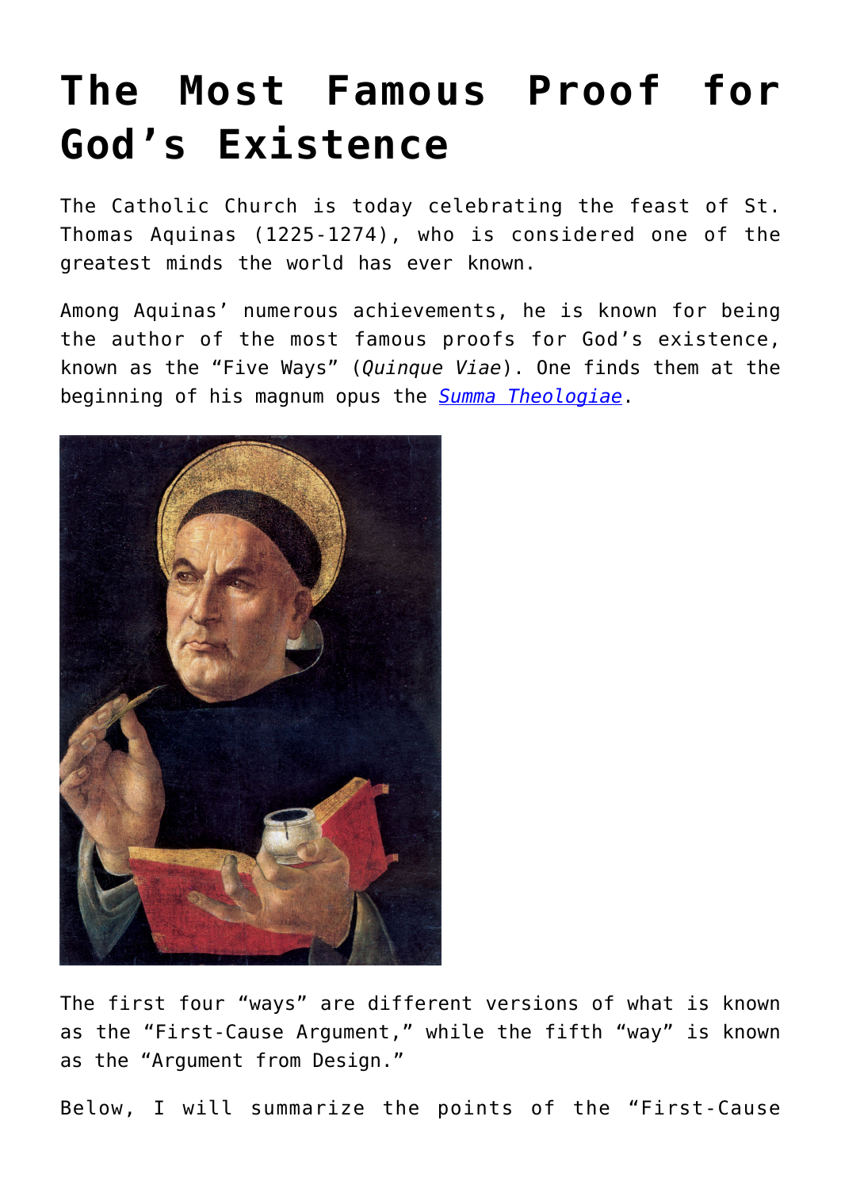# The Most Famous Proof for God's Existence

The Catholic Church is today celebrating the feast of St. Thomas Aquinas (1225-1274), who is considered one of the greatest minds the world has ever known.

Among Aquinas' numerous achievements, he is known for being the author of the most famous proofs for God's existence, known as the "Five Ways" (*Quinque Viae*). One finds them at the beginning of his magnum opus the *Summa Theologiae*.

The first four "ways" are different versions of what is known as the "First-Cause Argument," while the fifth "way" is known as the "Argument from Design."

Below, I will summarize the points of the "First-Cause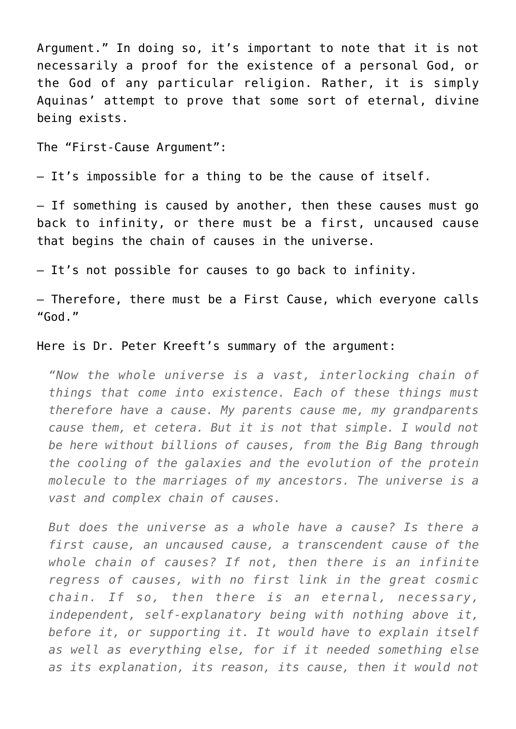Argument." In doing so, it's important to note that it is not necessarily a proof for the existence of a personal God, or the God of any particular religion. Rather, it is simply Aquinas' attempt to prove that some sort of eternal, divine being exists.

The "First-Cause Argument":

– It's impossible for a thing to be the cause of itself.

– If something is caused by another, then these causes must go back to infinity, or there must be a first, uncaused cause that begins the chain of causes in the universe.

– It's not possible for causes to go back to infinity.

– Therefore, there must be a First Cause, which everyone calls "God."

Here is Dr. Peter Kreeft's summary of the argument:

> *"Now the whole universe is a vast, interlocking chain of things that come into existence. Each of these things must therefore have a cause. My parents cause me, my grandparents cause them, et cetera. But it is not that simple. I would not be here without billions of causes, from the Big Bang through the cooling of the galaxies and the evolution of the protein molecule to the marriages of my ancestors. The universe is a vast and complex chain of causes.*
>
> *But does the universe as a whole have a cause? Is there a first cause, an uncaused cause, a transcendent cause of the whole chain of causes? If not, then there is an infinite regress of causes, with no first link in the great cosmic chain. If so, then there is an eternal, necessary, independent, self-explanatory being with nothing above it, before it, or supporting it. It would have to explain itself as well as everything else, for if it needed something else as its explanation, its reason, its cause, then it would not*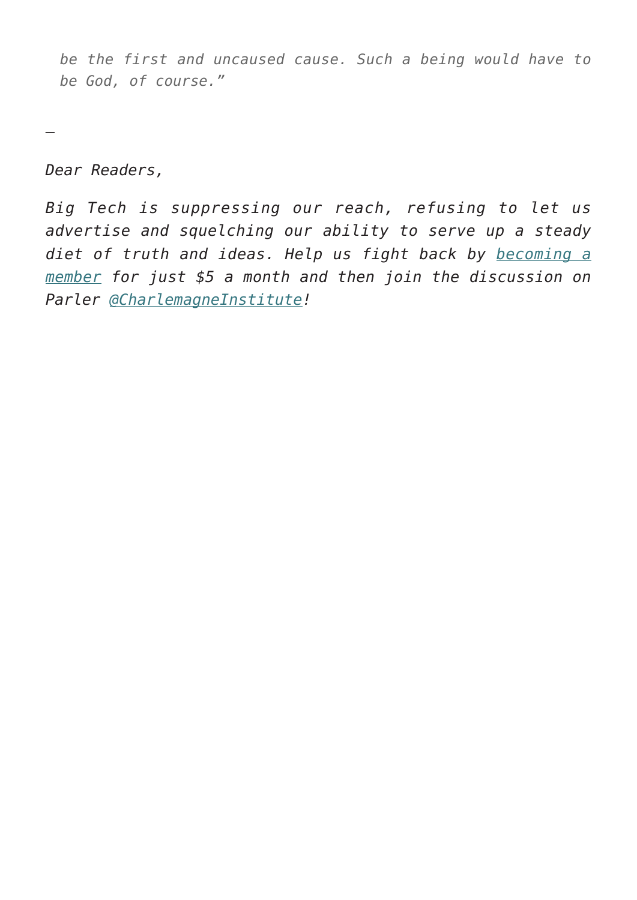> *be the first and uncaused cause. Such a being would have to be God, of course."*

—

*Dear Readers,*

*Big Tech is suppressing our reach, refusing to let us advertise and squelching our ability to serve up a steady diet of truth and ideas. Help us fight back by [becoming a member]() for just $5 a month and then join the discussion on Parler [@CharlemagneInstitute]()!*